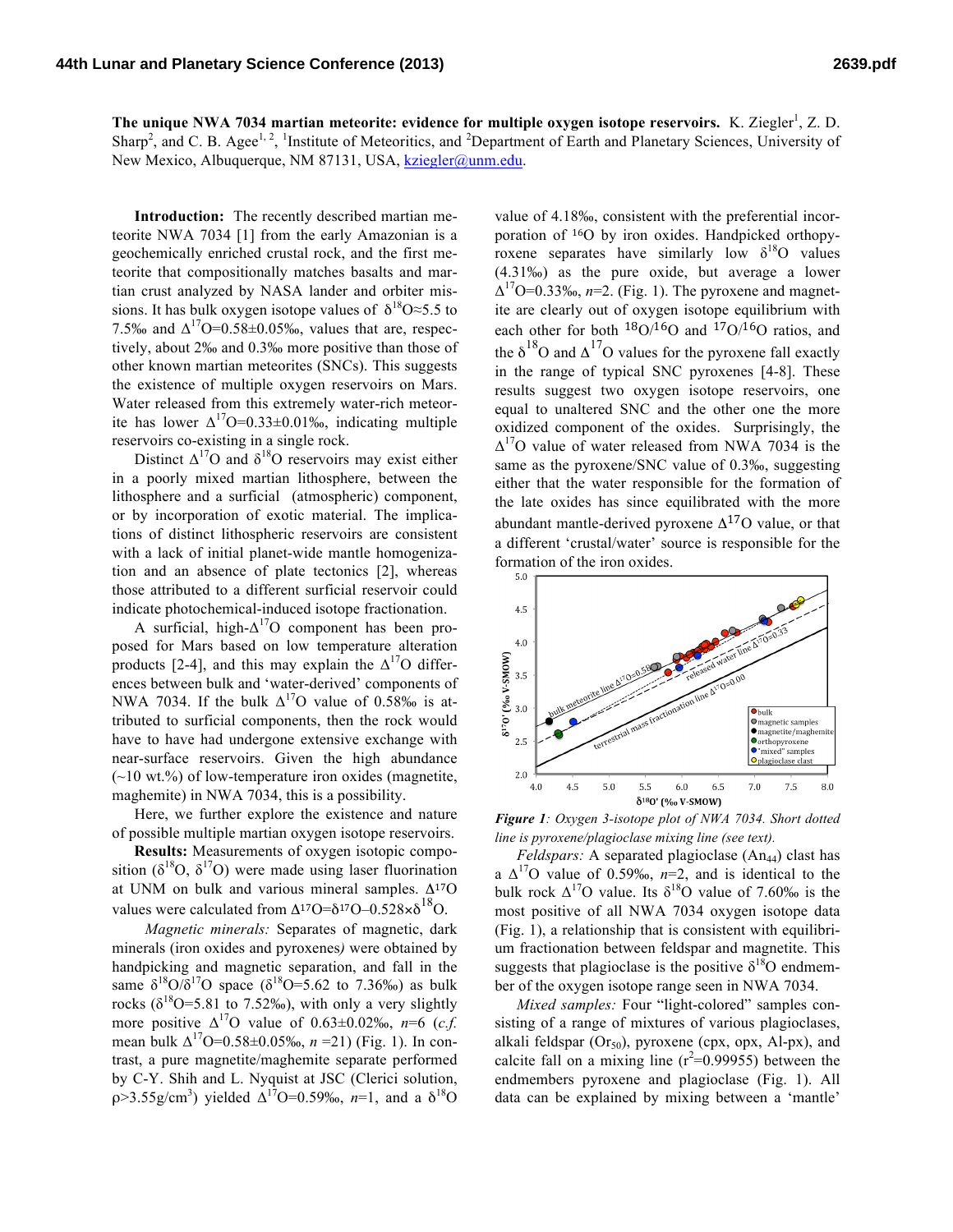**The unique NWA 7034 martian meteorite: evidence for multiple oxygen isotope reservoirs.** K. Ziegler[1], Z. D. Sharp[2], and C. B. Agee[1, 2], [1]Institute of Meteoritics, and [2]Department of Earth and Planetary Sciences, University of New Mexico, Albuquerque, NM 87131, USA, kziegler@unm.edu.

**Introduction:** The recently described martian meteorite NWA 7034 [1] from the early Amazonian is a geochemically enriched crustal rock, and the first meteorite that compositionally matches basalts and martian crust analyzed by NASA lander and orbiter missions. It has bulk oxygen isotope values of $\delta^{18}O \approx 5.5$ to 7.5‰ and $\Delta^{17}O = 0.58 \pm 0.05$‰, values that are, respectively, about 2‰ and 0.3‰ more positive than those of other known martian meteorites (SNCs). This suggests the existence of multiple oxygen reservoirs on Mars. Water released from this extremely water-rich meteorite has lower $\Delta^{17}O = 0.33 \pm 0.01$‰, indicating multiple reservoirs co-existing in a single rock.

Distinct $\Delta^{17}O$ and $\delta^{18}O$ reservoirs may exist either in a poorly mixed martian lithosphere, between the lithosphere and a surficial (atmospheric) component, or by incorporation of exotic material. The implications of distinct lithospheric reservoirs are consistent with a lack of initial planet-wide mantle homogenization and an absence of plate tectonics [2], whereas those attributed to a different surficial reservoir could indicate photochemical-induced isotope fractionation.

A surficial, high-$\Delta^{17}O$ component has been proposed for Mars based on low temperature alteration products [2-4], and this may explain the $\Delta^{17}O$ differences between bulk and 'water-derived' components of NWA 7034. If the bulk $\Delta^{17}O$ value of 0.58‰ is attributed to surficial components, then the rock would have to have undergone extensive exchange with near-surface reservoirs. Given the high abundance (~10 wt.%) of low-temperature iron oxides (magnetite, maghemite) in NWA 7034, this is a possibility.

Here, we further explore the existence and nature of possible multiple martian oxygen isotope reservoirs.

**Results:** Measurements of oxygen isotopic composition ($\delta^{18}O$, $\delta^{17}O$) were made using laser fluorination at UNM on bulk and various mineral samples. $\Delta^{17}O$ values were calculated from $\Delta^{17}O = \delta^{17}O - 0.528 \times \delta^{18}O$.

*Magnetic minerals:* Separates of magnetic, dark minerals (iron oxides and pyroxenes*)* were obtained by handpicking and magnetic separation, and fall in the same $\delta^{18}O/\delta^{17}O$ space ($\delta^{18}O = 5.62$ to 7.36‰) as bulk rocks ($\delta^{18}O = 5.81$ to 7.52‰), with only a very slightly more positive $\Delta^{17}O$ value of $0.63 \pm 0.02$‰, $n=6$ (*c.f.* mean bulk $\Delta^{17}O = 0.58 \pm 0.05$‰, $n=21$) (Fig. 1). In contrast, a pure magnetite/maghemite separate performed by C-Y. Shih and L. Nyquist at JSC (Clerici solution, $\rho > 3.55 g/cm^3$) yielded $\Delta^{17}O = 0.59$‰, $n=1$, and a $\delta^{18}O$ value of 4.18‰, consistent with the preferential incorporation of $^{16}O$ by iron oxides. Handpicked orthopyroxene separates have similarly low $\delta^{18}O$ values (4.31‰) as the pure oxide, but average a lower $\Delta^{17}O = 0.33$‰, $n=2$. (Fig. 1). The pyroxene and magnetite are clearly out of oxygen isotope equilibrium with each other for both $^{18}O/^{16}O$ and $^{17}O/^{16}O$ ratios, and the $\delta^{18}O$ and $\Delta^{17}O$ values for the pyroxene fall exactly in the range of typical SNC pyroxenes [4-8]. These results suggest two oxygen isotope reservoirs, one equal to unaltered SNC and the other one the more oxidized component of the oxides. Surprisingly, the $\Delta^{17}O$ value of water released from NWA 7034 is the same as the pyroxene/SNC value of 0.3‰, suggesting either that the water responsible for the formation of the late oxides has since equilibrated with the more abundant mantle-derived pyroxene $\Delta^{17}O$ value, or that a different 'crustal/water' source is responsible for the formation of the iron oxides.

*Figure 1: Oxygen 3-isotope plot of NWA 7034. Short dotted line is pyroxene/plagioclase mixing line (see text).*

*Feldspars:* A separated plagioclase ($An_{44}$) clast has a $\Delta^{17}O$ value of 0.59‰, $n=2$, and is identical to the bulk rock $\Delta^{17}O$ value. Its $\delta^{18}O$ value of 7.60‰ is the most positive of all NWA 7034 oxygen isotope data (Fig. 1), a relationship that is consistent with equilibrium fractionation between feldspar and magnetite. This suggests that plagioclase is the positive $\delta^{18}O$ endmember of the oxygen isotope range seen in NWA 7034.

*Mixed samples:* Four "light-colored" samples consisting of a range of mixtures of various plagioclases, alkali feldspar ($Or_{50}$), pyroxene (cpx, opx, Al-px), and calcite fall on a mixing line ($r^2 = 0.99955$) between the endmembers pyroxene and plagioclase (Fig. 1). All data can be explained by mixing between a 'mantle'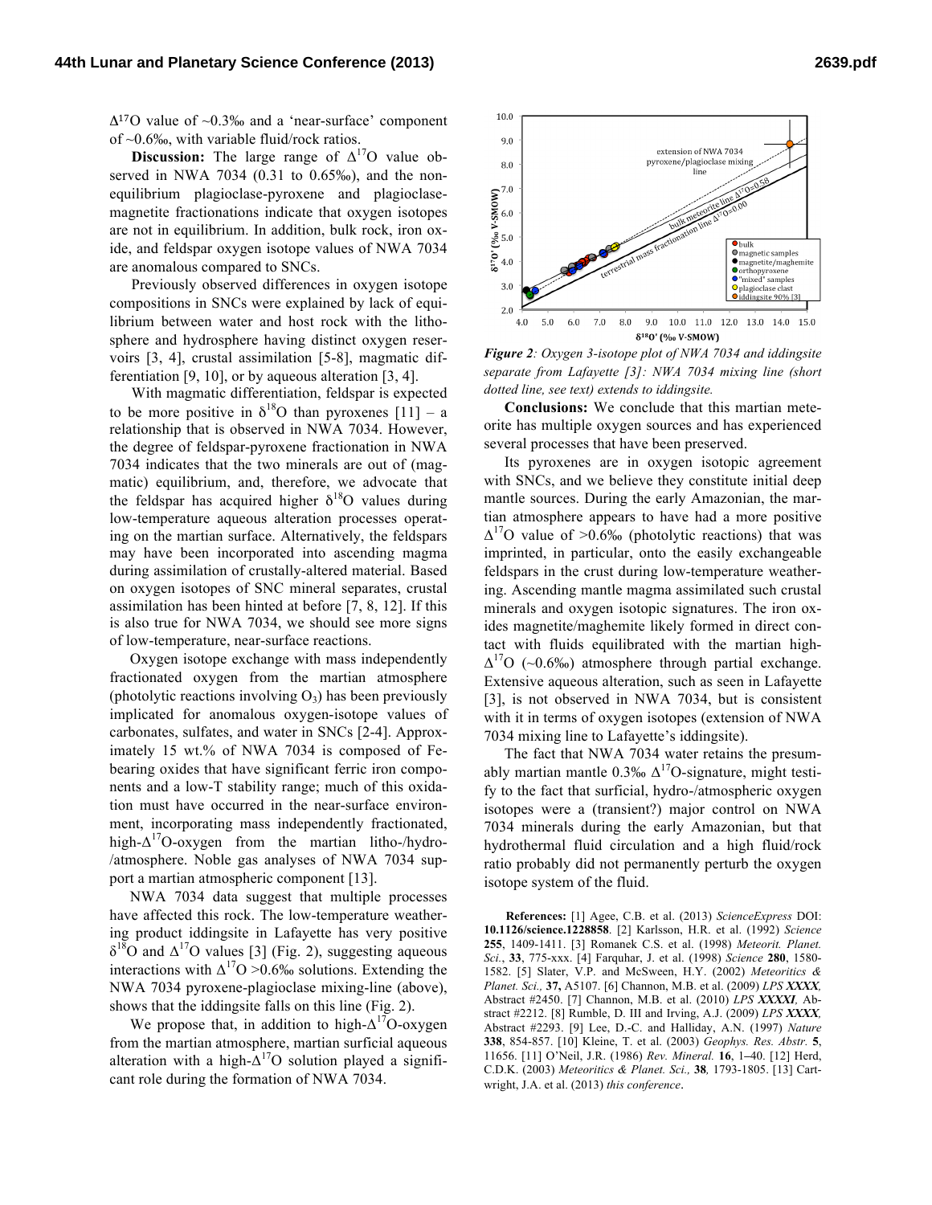$\Delta^{17}$O value of ~0.3‰ and a 'near-surface' component of ~0.6‰, with variable fluid/rock ratios.

**Discussion:** The large range of $\Delta^{17}$O value observed in NWA 7034 (0.31 to 0.65‰), and the non-equilibrium plagioclase-pyroxene and plagioclase-magnetite fractionations indicate that oxygen isotopes are not in equilibrium. In addition, bulk rock, iron oxide, and feldspar oxygen isotope values of NWA 7034 are anomalous compared to SNCs.

Previously observed differences in oxygen isotope compositions in SNCs were explained by lack of equilibrium between water and host rock with the lithosphere and hydrosphere having distinct oxygen reservoirs [3, 4], crustal assimilation [5-8], magmatic differentiation [9, 10], or by aqueous alteration [3, 4].

With magmatic differentiation, feldspar is expected to be more positive in $\delta^{18}$O than pyroxenes [11] – a relationship that is observed in NWA 7034. However, the degree of feldspar-pyroxene fractionation in NWA 7034 indicates that the two minerals are out of (magmatic) equilibrium, and, therefore, we advocate that the feldspar has acquired higher $\delta^{18}$O values during low-temperature aqueous alteration processes operating on the martian surface. Alternatively, the feldspars may have been incorporated into ascending magma during assimilation of crustally-altered material. Based on oxygen isotopes of SNC mineral separates, crustal assimilation has been hinted at before [7, 8, 12]. If this is also true for NWA 7034, we should see more signs of low-temperature, near-surface reactions.

Oxygen isotope exchange with mass independently fractionated oxygen from the martian atmosphere (photolytic reactions involving $O_3$) has been previously implicated for anomalous oxygen-isotope values of carbonates, sulfates, and water in SNCs [2-4]. Approximately 15 wt.% of NWA 7034 is composed of Fe-bearing oxides that have significant ferric iron components and a low-T stability range; much of this oxidation must have occurred in the near-surface environment, incorporating mass independently fractionated, high-$\Delta^{17}$O-oxygen from the martian litho-/hydro-/atmosphere. Noble gas analyses of NWA 7034 support a martian atmospheric component [13].

NWA 7034 data suggest that multiple processes have affected this rock. The low-temperature weathering product iddingsite in Lafayette has very positive $\delta^{18}$O and $\Delta^{17}$O values [3] (Fig. 2), suggesting aqueous interactions with $\Delta^{17}$O >0.6‰ solutions. Extending the NWA 7034 pyroxene-plagioclase mixing-line (above), shows that the iddingsite falls on this line (Fig. 2).

We propose that, in addition to high-$\Delta^{17}$O-oxygen from the martian atmosphere, martian surficial aqueous alteration with a high-$\Delta^{17}$O solution played a significant role during the formation of NWA 7034.

δ17O' (‰ V-SMOW)
δ18O' (‰ V-SMOW)
10.0
9.0
8.0
7.0
6.0
5.0
4.0
3.0
2.0
4.0 5.0 6.0 7.0 8.0 9.0 10.0 11.0 12.0 13.0 14.0 15.0
extension of NWA 7034 pyroxene/plagioclase mixing line
bulk meteorite line Δ17O=0.58
terrestrial mass fractionation line Δ17O=0.00
bulk
magnetic samples
magnetite/maghemite
orthopyroxene
"mixed" samples
plagioclase clast
iddingsite 90% [3]

*Figure 2: Oxygen 3-isotope plot of NWA 7034 and iddingsite separate from Lafayette [3]: NWA 7034 mixing line (short dotted line, see text) extends to iddingsite.*

**Conclusions:** We conclude that this martian meteorite has multiple oxygen sources and has experienced several processes that have been preserved.

Its pyroxenes are in oxygen isotopic agreement with SNCs, and we believe they constitute initial deep mantle sources. During the early Amazonian, the martian atmosphere appears to have had a more positive $\Delta^{17}$O value of >0.6‰ (photolytic reactions) that was imprinted, in particular, onto the easily exchangeable feldspars in the crust during low-temperature weathering. Ascending mantle magma assimilated such crustal minerals and oxygen isotopic signatures. The iron oxides magnetite/maghemite likely formed in direct contact with fluids equilibrated with the martian high-$\Delta^{17}$O (~0.6‰) atmosphere through partial exchange. Extensive aqueous alteration, such as seen in Lafayette [3], is not observed in NWA 7034, but is consistent with it in terms of oxygen isotopes (extension of NWA 7034 mixing line to Lafayette's iddingsite).

The fact that NWA 7034 water retains the presumably martian mantle 0.3‰ $\Delta^{17}$O-signature, might testify to the fact that surficial, hydro-/atmospheric oxygen isotopes were a (transient?) major control on NWA 7034 minerals during the early Amazonian, but that hydrothermal fluid circulation and a high fluid/rock ratio probably did not permanently perturb the oxygen isotope system of the fluid.

**References:** [1] Agee, C.B. et al. (2013) *ScienceExpress* DOI: **10.1126/science.1228858**. [2] Karlsson, H.R. et al. (1992) *Science* **255**, 1409-1411. [3] Romanek C.S. et al. (1998) *Meteorit. Planet. Sci.*, **33**, 775-xxx. [4] Farquhar, J. et al. (1998) *Science* **280**, 1580-1582. [5] Slater, V.P. and McSween, H.Y. (2002) *Meteoritics & Planet. Sci.,* **37,** A5107. [6] Channon, M.B. et al. (2009) *LPS* ***XXXX***, Abstract #2450. [7] Channon, M.B. et al. (2010) *LPS* ***XXXXI***, Abstract #2212. [8] Rumble, D. III and Irving, A.J. (2009) *LPS* ***XXXX***, Abstract #2293. [9] Lee, D.-C. and Halliday, A.N. (1997) *Nature* **338**, 854-857. [10] Kleine, T. et al. (2003) *Geophys. Res. Abstr.* **5**, 11656. [11] O'Neil, J.R. (1986) *Rev. Mineral.* **16**, 1–40. [12] Herd, C.D.K. (2003) *Meteoritics & Planet. Sci.,* **38**, 1793-1805. [13] Cartwright, J.A. et al. (2013) *this conference*.